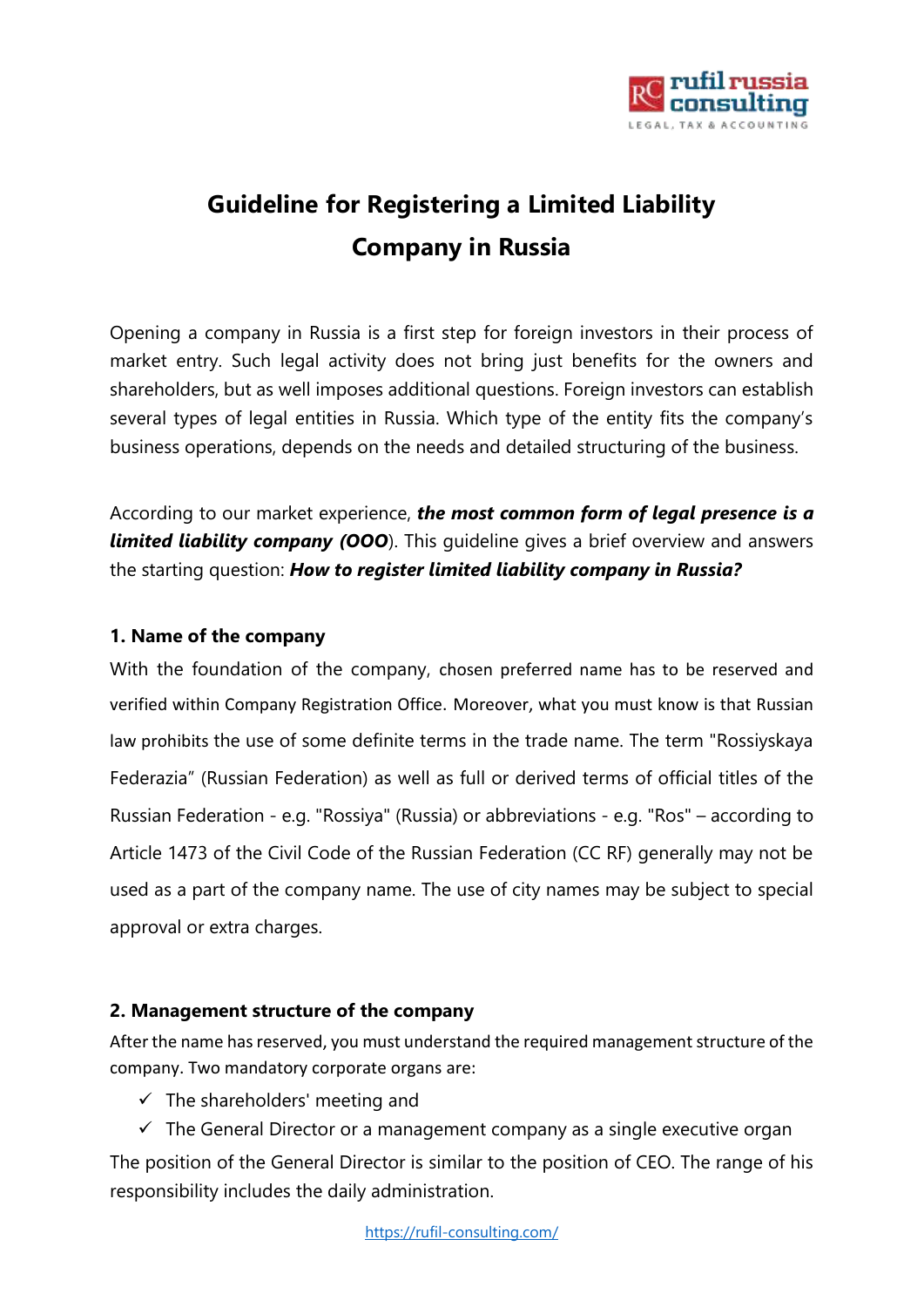# Guideline for Registering a Limited Liability Company in Russia

Opening a company in Russia is a first step for foreign investors in their process of market entry. Such legal activity does not bring just benefits for the owners and shareholders, but as well imposes additional questions. Foreign investors can establish several types of legal entities in Russia. Which type of the entity fits the company's business operations, depends on the needs and detailed structuring of the business.

According to our market experience, ***the most common form of legal presence is a limited liability company (OOO)***. This guideline gives a brief overview and answers the starting question: ***How to register limited liability company in Russia?***

### 1. Name of the company

With the foundation of the company, chosen preferred name has to be reserved and verified within Company Registration Office. Moreover, what you must know is that Russian law prohibits the use of some definite terms in the trade name. The term "Rossiyskaya Federazia" (Russian Federation) as well as full or derived terms of official titles of the Russian Federation - e.g. "Rossiya" (Russia) or abbreviations - e.g. "Ros" – according to Article 1473 of the Civil Code of the Russian Federation (CC RF) generally may not be used as a part of the company name. The use of city names may be subject to special approval or extra charges.

### 2. Management structure of the company

After the name has reserved, you must understand the required management structure of the company. Two mandatory corporate organs are:

- ✓ The shareholders' meeting and
- ✓ The General Director or a management company as a single executive organ

The position of the General Director is similar to the position of CEO. The range of his responsibility includes the daily administration.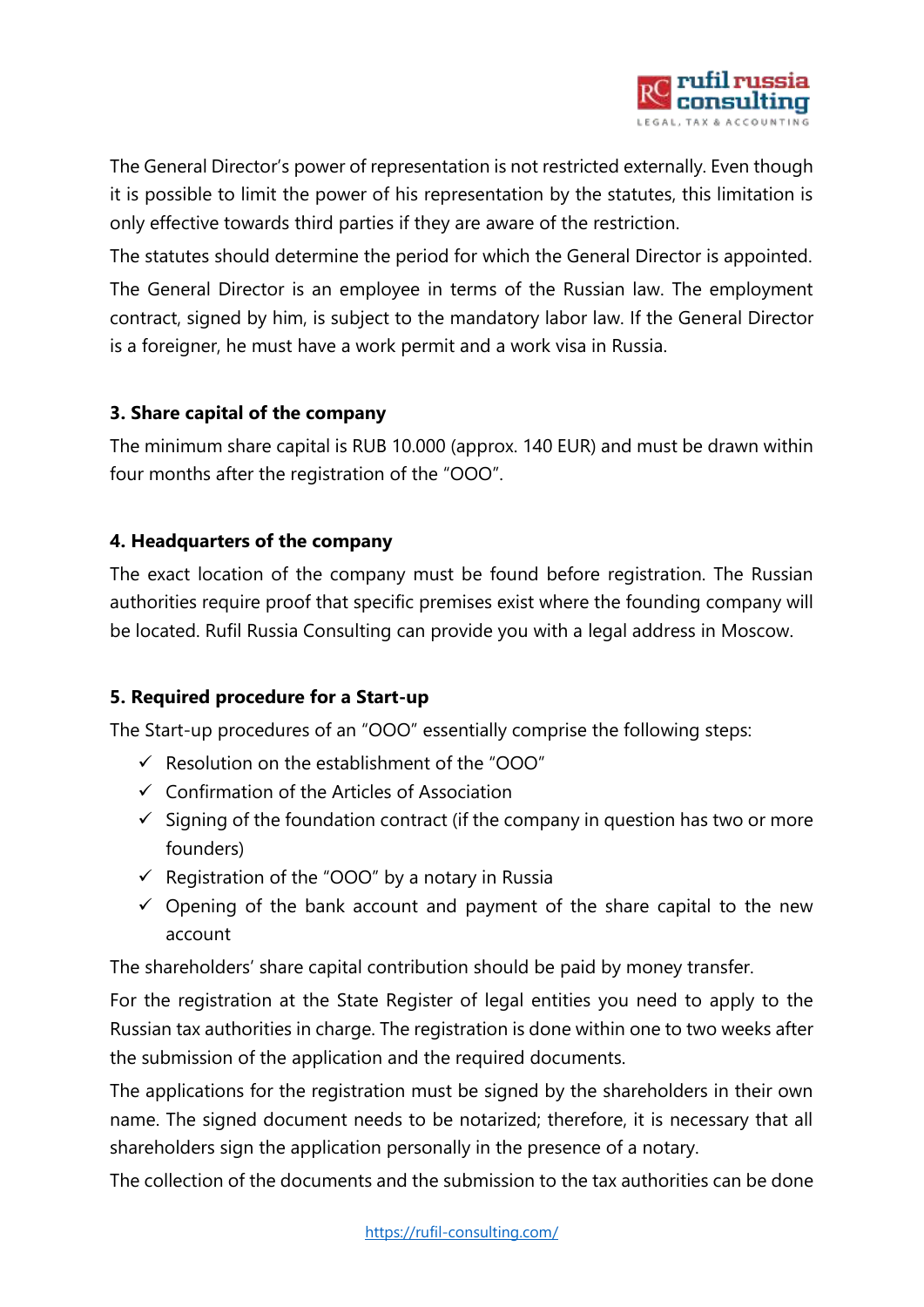The General Director's power of representation is not restricted externally. Even though it is possible to limit the power of his representation by the statutes, this limitation is only effective towards third parties if they are aware of the restriction.

The statutes should determine the period for which the General Director is appointed.

The General Director is an employee in terms of the Russian law. The employment contract, signed by him, is subject to the mandatory labor law. If the General Director is a foreigner, he must have a work permit and a work visa in Russia.

### 3. Share capital of the company

The minimum share capital is RUB 10.000 (approx. 140 EUR) and must be drawn within four months after the registration of the "OOO".

### 4. Headquarters of the company

The exact location of the company must be found before registration. The Russian authorities require proof that specific premises exist where the founding company will be located. Rufil Russia Consulting can provide you with a legal address in Moscow.

### 5. Required procedure for a Start-up

The Start-up procedures of an "OOO" essentially comprise the following steps:

- ✓ Resolution on the establishment of the "OOO"
- ✓ Confirmation of the Articles of Association
- ✓ Signing of the foundation contract (if the company in question has two or more founders)
- ✓ Registration of the "OOO" by a notary in Russia
- ✓ Opening of the bank account and payment of the share capital to the new account

The shareholders' share capital contribution should be paid by money transfer.

For the registration at the State Register of legal entities you need to apply to the Russian tax authorities in charge. The registration is done within one to two weeks after the submission of the application and the required documents.

The applications for the registration must be signed by the shareholders in their own name. The signed document needs to be notarized; therefore, it is necessary that all shareholders sign the application personally in the presence of a notary.

The collection of the documents and the submission to the tax authorities can be done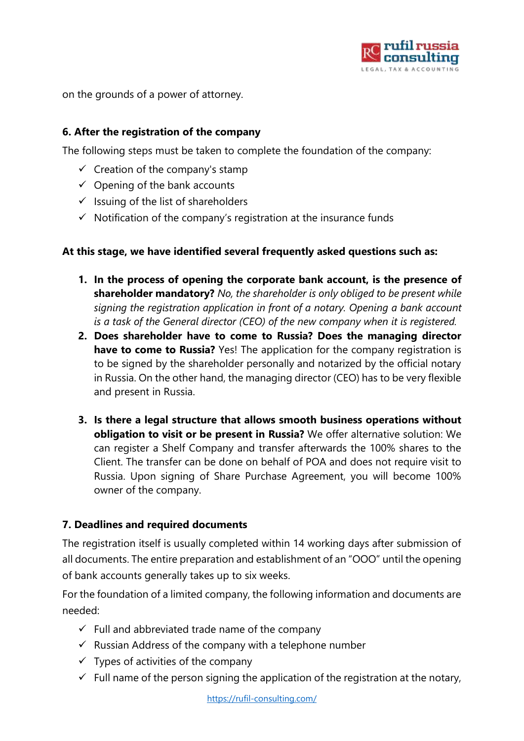on the grounds of a power of attorney.

### 6. After the registration of the company

The following steps must be taken to complete the foundation of the company:

- ✓ Creation of the company's stamp
- ✓ Opening of the bank accounts
- ✓ Issuing of the list of shareholders
- ✓ Notification of the company's registration at the insurance funds

**At this stage, we have identified several frequently asked questions such as:**

1. **In the process of opening the corporate bank account, is the presence of shareholder mandatory?** *No, the shareholder is only obliged to be present while signing the registration application in front of a notary. Opening a bank account is a task of the General director (CEO) of the new company when it is registered.*
2. **Does shareholder have to come to Russia? Does the managing director have to come to Russia?** Yes! The application for the company registration is to be signed by the shareholder personally and notarized by the official notary in Russia. On the other hand, the managing director (CEO) has to be very flexible and present in Russia.
3. **Is there a legal structure that allows smooth business operations without obligation to visit or be present in Russia?** We offer alternative solution: We can register a Shelf Company and transfer afterwards the 100% shares to the Client. The transfer can be done on behalf of POA and does not require visit to Russia. Upon signing of Share Purchase Agreement, you will become 100% owner of the company.

### 7. Deadlines and required documents

The registration itself is usually completed within 14 working days after submission of all documents. The entire preparation and establishment of an "OOO" until the opening of bank accounts generally takes up to six weeks.

For the foundation of a limited company, the following information and documents are needed:

- ✓ Full and abbreviated trade name of the company
- ✓ Russian Address of the company with a telephone number
- ✓ Types of activities of the company
- ✓ Full name of the person signing the application of the registration at the notary,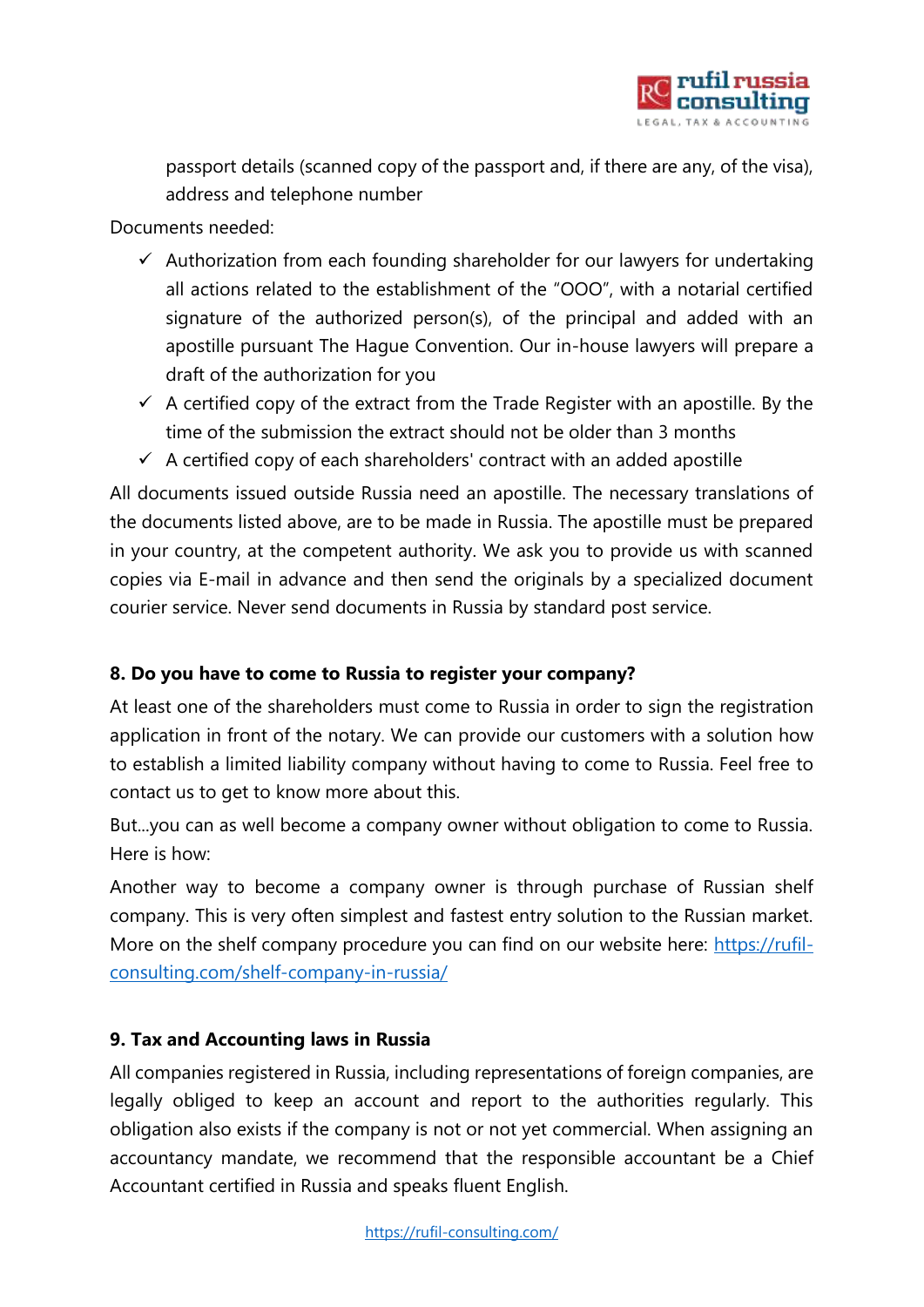passport details (scanned copy of the passport and, if there are any, of the visa), address and telephone number

Documents needed:

- ✓ Authorization from each founding shareholder for our lawyers for undertaking all actions related to the establishment of the "OOO", with a notarial certified signature of the authorized person(s), of the principal and added with an apostille pursuant The Hague Convention. Our in-house lawyers will prepare a draft of the authorization for you
- ✓ A certified copy of the extract from the Trade Register with an apostille. By the time of the submission the extract should not be older than 3 months
- ✓ A certified copy of each shareholders' contract with an added apostille

All documents issued outside Russia need an apostille. The necessary translations of the documents listed above, are to be made in Russia. The apostille must be prepared in your country, at the competent authority. We ask you to provide us with scanned copies via E-mail in advance and then send the originals by a specialized document courier service. Never send documents in Russia by standard post service.

**8. Do you have to come to Russia to register your company?**

At least one of the shareholders must come to Russia in order to sign the registration application in front of the notary. We can provide our customers with a solution how to establish a limited liability company without having to come to Russia. Feel free to contact us to get to know more about this.

But...you can as well become a company owner without obligation to come to Russia. Here is how:

Another way to become a company owner is through purchase of Russian shelf company. This is very often simplest and fastest entry solution to the Russian market. More on the shelf company procedure you can find on our website here: [https://rufil-consulting.com/shelf-company-in-russia/](https://rufil-consulting.com/shelf-company-in-russia/)

**9. Tax and Accounting laws in Russia**

All companies registered in Russia, including representations of foreign companies, are legally obliged to keep an account and report to the authorities regularly. This obligation also exists if the company is not or not yet commercial. When assigning an accountancy mandate, we recommend that the responsible accountant be a Chief Accountant certified in Russia and speaks fluent English.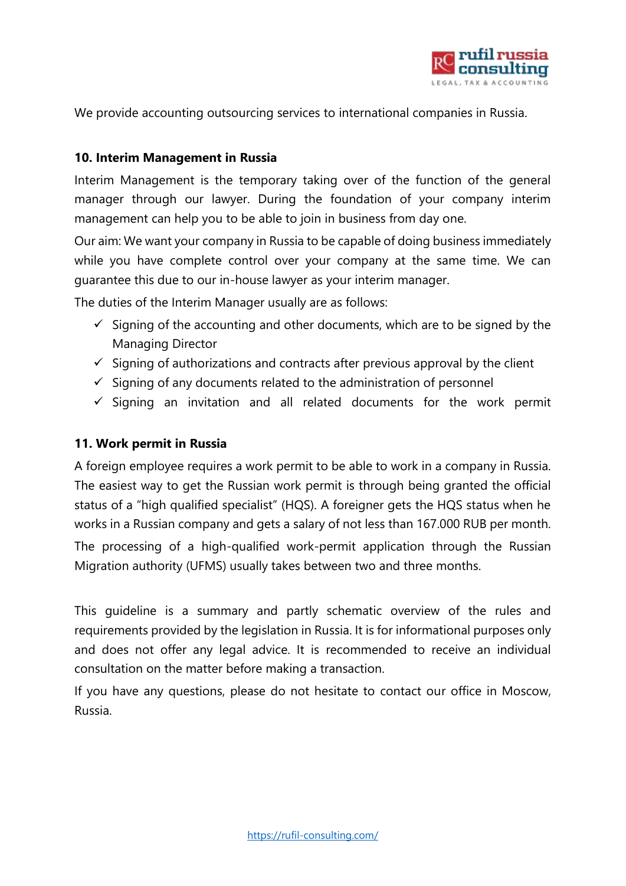We provide accounting outsourcing services to international companies in Russia.

### 10. Interim Management in Russia

Interim Management is the temporary taking over of the function of the general manager through our lawyer. During the foundation of your company interim management can help you to be able to join in business from day one.

Our aim: We want your company in Russia to be capable of doing business immediately while you have complete control over your company at the same time. We can guarantee this due to our in-house lawyer as your interim manager.

The duties of the Interim Manager usually are as follows:

- ✓ Signing of the accounting and other documents, which are to be signed by the Managing Director
- ✓ Signing of authorizations and contracts after previous approval by the client
- ✓ Signing of any documents related to the administration of personnel
- ✓ Signing an invitation and all related documents for the work permit

### 11. Work permit in Russia

A foreign employee requires a work permit to be able to work in a company in Russia. The easiest way to get the Russian work permit is through being granted the official status of a "high qualified specialist" (HQS). A foreigner gets the HQS status when he works in a Russian company and gets a salary of not less than 167.000 RUB per month.

The processing of a high-qualified work-permit application through the Russian Migration authority (UFMS) usually takes between two and three months.

This guideline is a summary and partly schematic overview of the rules and requirements provided by the legislation in Russia. It is for informational purposes only and does not offer any legal advice. It is recommended to receive an individual consultation on the matter before making a transaction.

If you have any questions, please do not hesitate to contact our office in Moscow, Russia.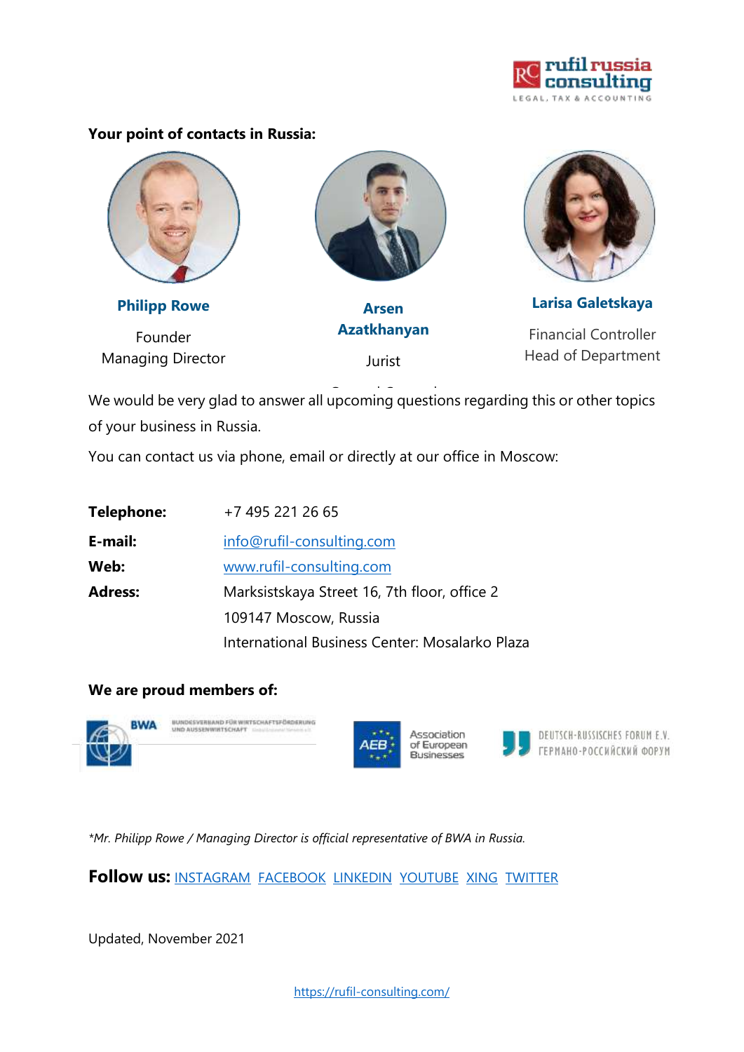**Your point of contacts in Russia:**

| | | |
|---|---|---|
| **Philipp Rowe** | **Arsen Azatkhanyan** | **Larisa Galetskaya** |
| Founder<br>Managing Director | Jurist | Financial Controller<br>Head of Department |

We would be very glad to answer all upcoming questions regarding this or other topics of your business in Russia.

You can contact us via phone, email or directly at our office in Moscow:

| | |
|---|---|
| **Telephone:** | +7 495 221 26 65 |
| **E-mail:** | info@rufil-consulting.com |
| **Web:** | www.rufil-consulting.com |
| **Adress:** | Marksistskaya Street 16, 7th floor, office 2<br>109147 Moscow, Russia<br>International Business Center: Mosalarko Plaza |

**We are proud members of:**

BWA BUNDESVERBAND FÜR WIRTSCHAFTSFÖRDERUNG UND AUSSENWIRTSCHAFT

AEB Association of European Businesses

DEUTSCH-RUSSISCHES FORUM E.V. ГЕРМАНО-РОССИЙСКИЙ ФОРУМ

*\*Mr. Philipp Rowe / Managing Director is official representative of BWA in Russia.*

**Follow us:** INSTAGRAM FACEBOOK LINKEDIN YOUTUBE XING TWITTER

Updated, November 2021

https://rufil-consulting.com/